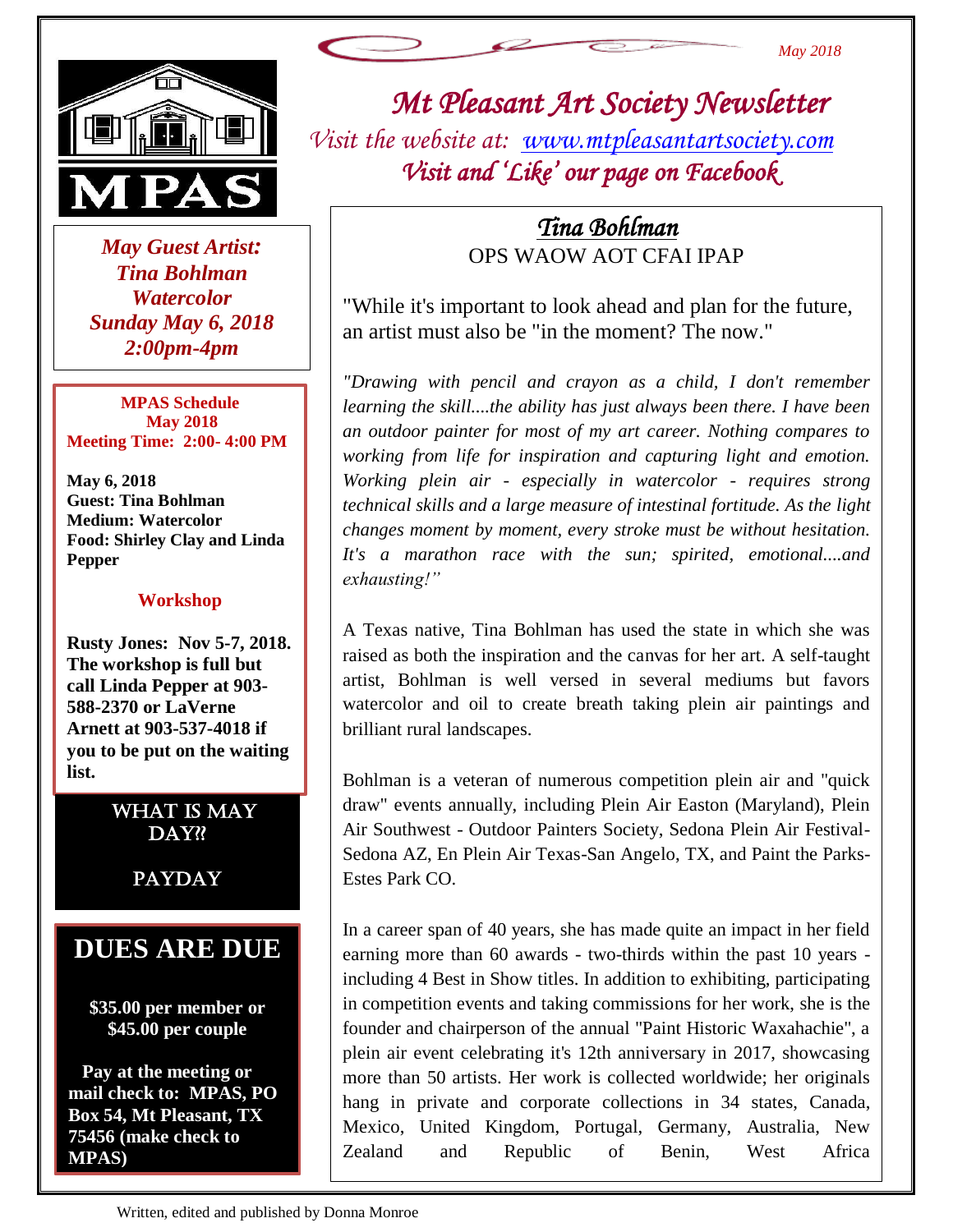May 2018

# Mt Pleasant Art Society Newsletter

*Visit the website at: www.mtpleasantartsociety.com*

*Visit and 'Like' our page on Facebook*

**May Guest Artist:**
**Tina Bohlman**
**Watercolor**
**Sunday May 6, 2018**
**2:00pm-4pm**

**MPAS Schedule**
**May 2018**
**Meeting Time: 2:00- 4:00 PM**

**May 6, 2018**
**Guest: Tina Bohlman**
**Medium: Watercolor**
**Food: Shirley Clay and Linda Pepper**

**Workshop**

**Rusty Jones: Nov 5-7, 2018. The workshop is full but call Linda Pepper at 903-588-2370 or LaVerne Arnett at 903-537-4018 if you to be put on the waiting list.**

WHAT IS MAY DAY⁇

PAYDAY

## DUES ARE DUE

**$35.00 per member or $45.00 per couple**

**Pay at the meeting or mail check to: MPAS, PO Box 54, Mt Pleasant, TX 75456 (make check to MPAS)**

## Tina Bohlman

OPS WAOW AOT CFAI IPAP

"While it's important to look ahead and plan for the future, an artist must also be "in the moment? The now."

*"Drawing with pencil and crayon as a child, I don't remember learning the skill....the ability has just always been there. I have been an outdoor painter for most of my art career. Nothing compares to working from life for inspiration and capturing light and emotion. Working plein air - especially in watercolor - requires strong technical skills and a large measure of intestinal fortitude. As the light changes moment by moment, every stroke must be without hesitation. It's a marathon race with the sun; spirited, emotional....and exhausting!"*

A Texas native, Tina Bohlman has used the state in which she was raised as both the inspiration and the canvas for her art. A self-taught artist, Bohlman is well versed in several mediums but favors watercolor and oil to create breath taking plein air paintings and brilliant rural landscapes.

Bohlman is a veteran of numerous competition plein air and "quick draw" events annually, including Plein Air Easton (Maryland), Plein Air Southwest - Outdoor Painters Society, Sedona Plein Air Festival-Sedona AZ, En Plein Air Texas-San Angelo, TX, and Paint the Parks-Estes Park CO.

In a career span of 40 years, she has made quite an impact in her field earning more than 60 awards - two-thirds within the past 10 years - including 4 Best in Show titles. In addition to exhibiting, participating in competition events and taking commissions for her work, she is the founder and chairperson of the annual "Paint Historic Waxahachie", a plein air event celebrating it's 12th anniversary in 2017, showcasing more than 50 artists. Her work is collected worldwide; her originals hang in private and corporate collections in 34 states, Canada, Mexico, United Kingdom, Portugal, Germany, Australia, New Zealand and Republic of Benin, West Africa

Written, edited and published by Donna Monroe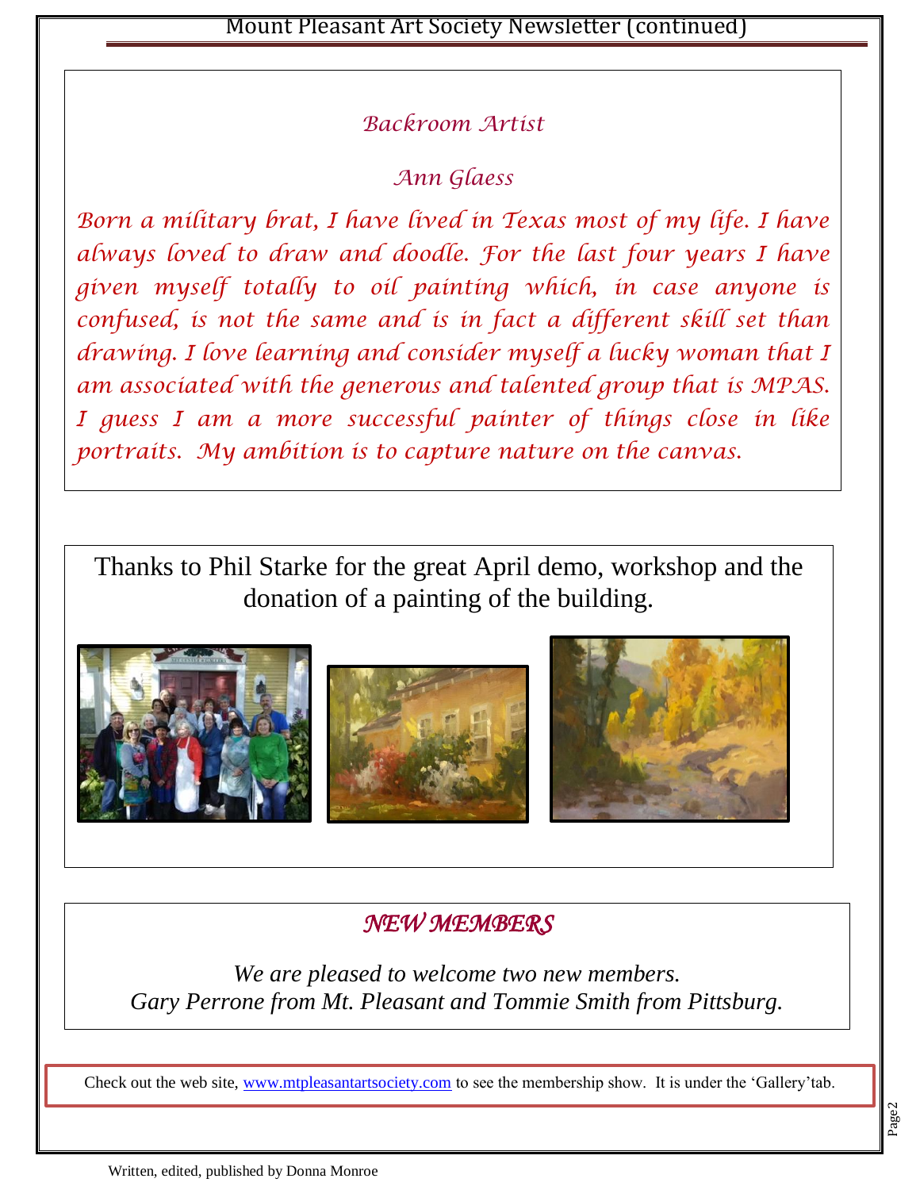## *Backroom Artist*

### *Ann Glaess*

*Born a military brat, I have lived in Texas most of my life. I have always loved to draw and doodle. For the last four years I have given myself totally to oil painting which, in case anyone is confused, is not the same and is in fact a different skill set than drawing. I love learning and consider myself a lucky woman that I am associated with the generous and talented group that is MPAS. I guess I am a more successful painter of things close in like portraits. My ambition is to capture nature on the canvas.*

Thanks to Phil Starke for the great April demo, workshop and the donation of a painting of the building.

## *NEW MEMBERS*

*We are pleased to welcome two new members.*
*Gary Perrone from Mt. Pleasant and Tommie Smith from Pittsburg.*

Check out the web site, www.mtpleasantartsociety.com to see the membership show. It is under the 'Gallery' tab.

Written, edited, published by Donna Monroe